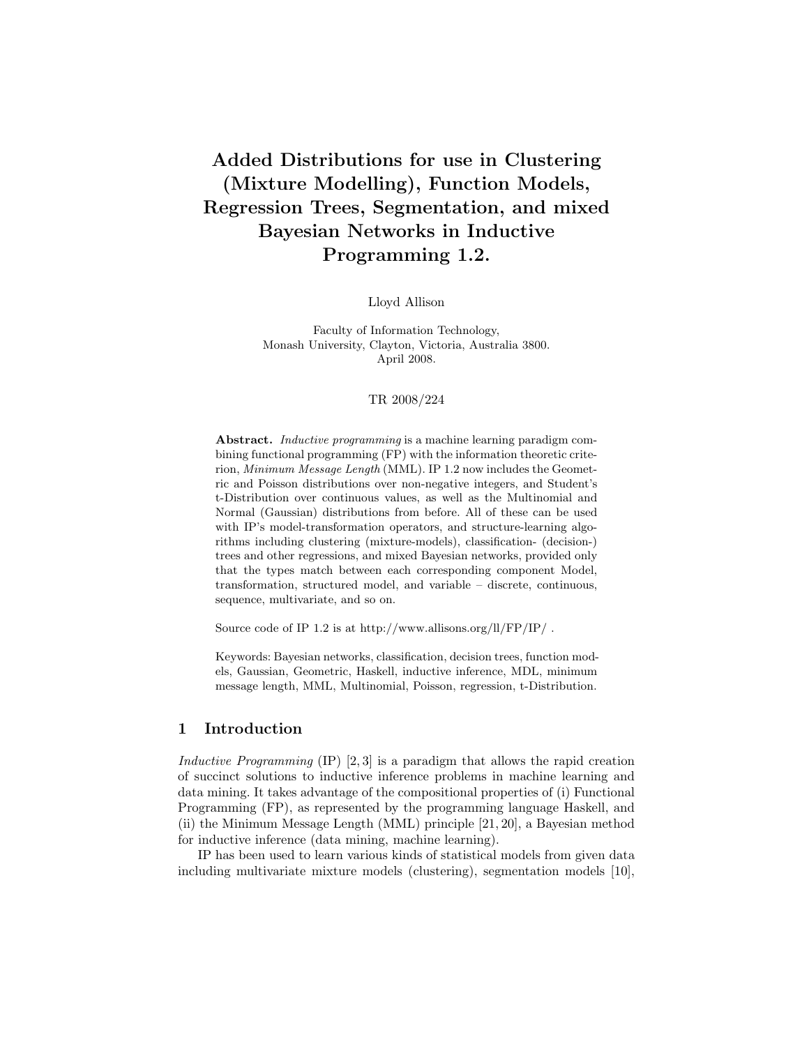# Added Distributions for use in Clustering (Mixture Modelling), Function Models, Regression Trees, Segmentation, and mixed Bayesian Networks in Inductive Programming 1.2.

Lloyd Allison

Faculty of Information Technology,
Monash University, Clayton, Victoria, Australia 3800.
April 2008.

TR 2008/224

**Abstract.** *Inductive programming* is a machine learning paradigm combining functional programming (FP) with the information theoretic criterion, *Minimum Message Length* (MML). IP 1.2 now includes the Geometric and Poisson distributions over non-negative integers, and Student's t-Distribution over continuous values, as well as the Multinomial and Normal (Gaussian) distributions from before. All of these can be used with IP's model-transformation operators, and structure-learning algorithms including clustering (mixture-models), classification- (decision-) trees and other regressions, and mixed Bayesian networks, provided only that the types match between each corresponding component Model, transformation, structured model, and variable – discrete, continuous, sequence, multivariate, and so on.

Source code of IP 1.2 is at http://www.allisons.org/ll/FP/IP/ .

Keywords: Bayesian networks, classification, decision trees, function models, Gaussian, Geometric, Haskell, inductive inference, MDL, minimum message length, MML, Multinomial, Poisson, regression, t-Distribution.

## 1 Introduction

*Inductive Programming* (IP) [2, 3] is a paradigm that allows the rapid creation of succinct solutions to inductive inference problems in machine learning and data mining. It takes advantage of the compositional properties of (i) Functional Programming (FP), as represented by the programming language Haskell, and (ii) the Minimum Message Length (MML) principle [21, 20], a Bayesian method for inductive inference (data mining, machine learning).

IP has been used to learn various kinds of statistical models from given data including multivariate mixture models (clustering), segmentation models [10],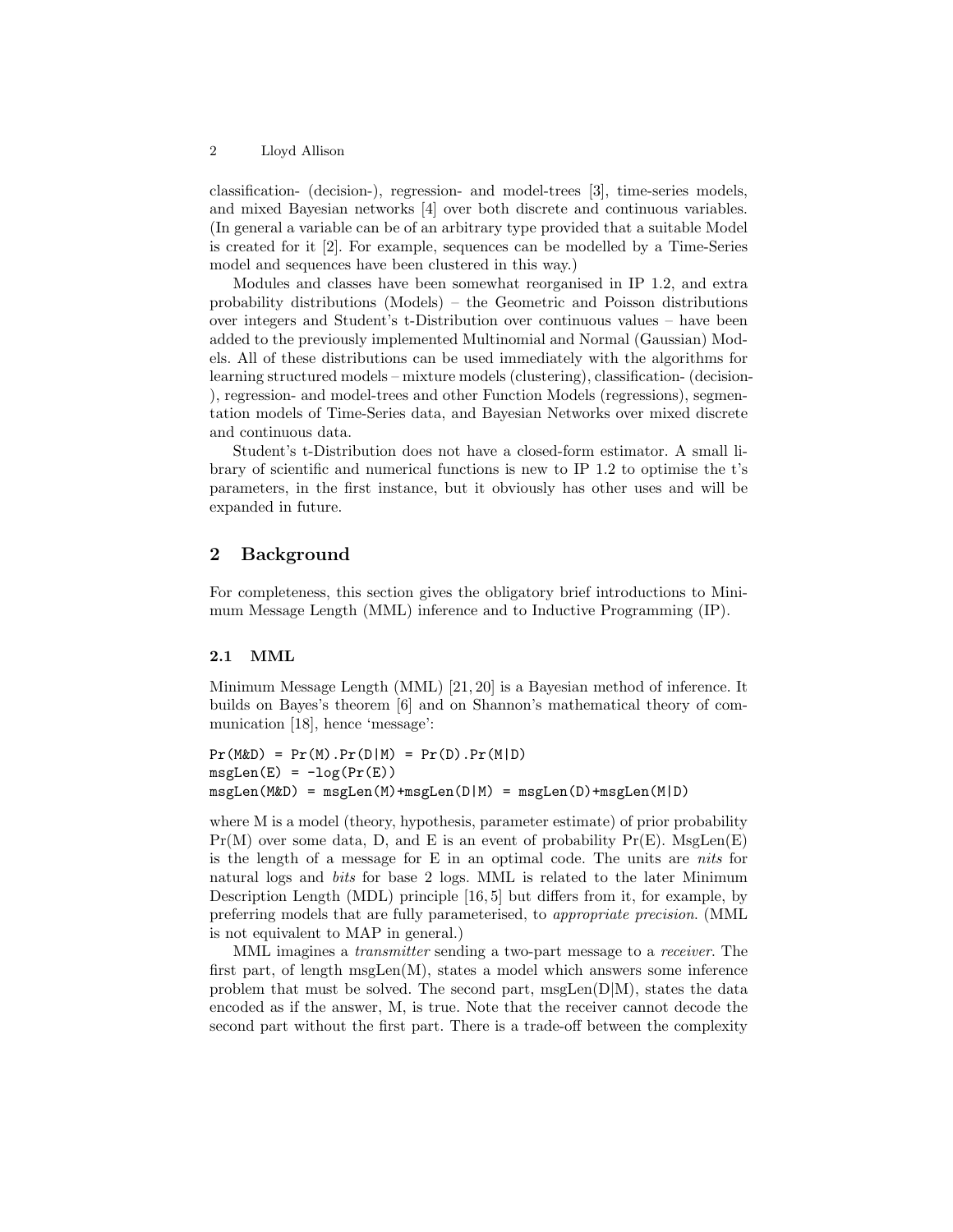classification- (decision-), regression- and model-trees [3], time-series models, and mixed Bayesian networks [4] over both discrete and continuous variables. (In general a variable can be of an arbitrary type provided that a suitable Model is created for it [2]. For example, sequences can be modelled by a Time-Series model and sequences have been clustered in this way.)

Modules and classes have been somewhat reorganised in IP 1.2, and extra probability distributions (Models) – the Geometric and Poisson distributions over integers and Student's t-Distribution over continuous values – have been added to the previously implemented Multinomial and Normal (Gaussian) Models. All of these distributions can be used immediately with the algorithms for learning structured models – mixture models (clustering), classification- (decision-), regression- and model-trees and other Function Models (regressions), segmentation models of Time-Series data, and Bayesian Networks over mixed discrete and continuous data.

Student's t-Distribution does not have a closed-form estimator. A small library of scientific and numerical functions is new to IP 1.2 to optimise the t's parameters, in the first instance, but it obviously has other uses and will be expanded in future.

## 2 Background

For completeness, this section gives the obligatory brief introductions to Minimum Message Length (MML) inference and to Inductive Programming (IP).

### 2.1 MML

Minimum Message Length (MML) [21, 20] is a Bayesian method of inference. It builds on Bayes's theorem [6] and on Shannon's mathematical theory of communication [18], hence 'message':

```
Pr(M&D) = Pr(M).Pr(D|M) = Pr(D).Pr(M|D)
msgLen(E) = -log(Pr(E))
msgLen(M&D) = msgLen(M)+msgLen(D|M) = msgLen(D)+msgLen(M|D)
```

where M is a model (theory, hypothesis, parameter estimate) of prior probability Pr(M) over some data, D, and E is an event of probability Pr(E). MsgLen(E) is the length of a message for E in an optimal code. The units are *nits* for natural logs and *bits* for base 2 logs. MML is related to the later Minimum Description Length (MDL) principle [16, 5] but differs from it, for example, by preferring models that are fully parameterised, to *appropriate precision*. (MML is not equivalent to MAP in general.)

MML imagines a *transmitter* sending a two-part message to a *receiver*. The first part, of length msgLen(M), states a model which answers some inference problem that must be solved. The second part, msgLen(D|M), states the data encoded as if the answer, M, is true. Note that the receiver cannot decode the second part without the first part. There is a trade-off between the complexity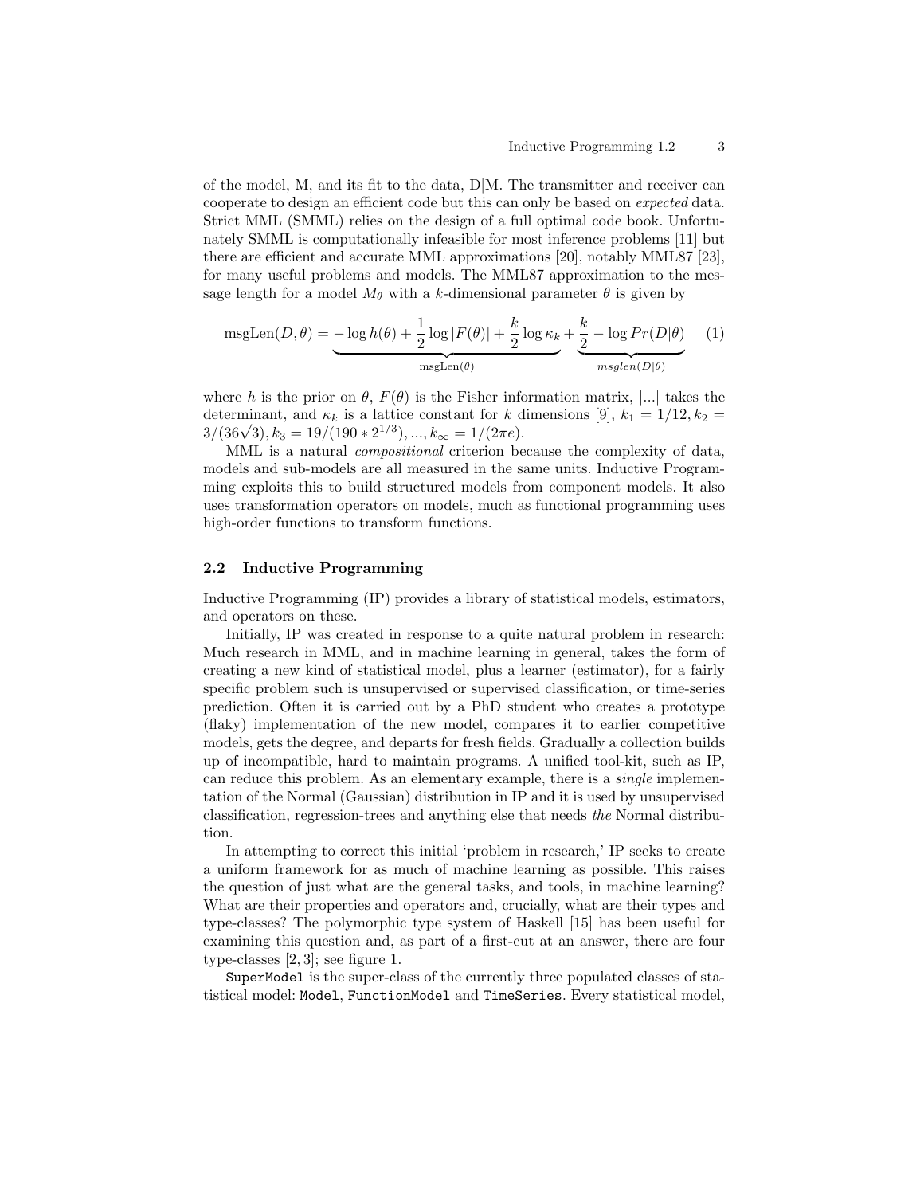of the model, M, and its fit to the data, D|M. The transmitter and receiver can cooperate to design an efficient code but this can only be based on *expected* data. Strict MML (SMML) relies on the design of a full optimal code book. Unfortunately SMML is computationally infeasible for most inference problems [11] but there are efficient and accurate MML approximations [20], notably MML87 [23], for many useful problems and models. The MML87 approximation to the message length for a model $M_\theta$ with a $k$-dimensional parameter $\theta$ is given by

$$\text{msgLen}(D, \theta) = \underbrace{-\log h(\theta) + \frac{1}{2}\log|F(\theta)| + \frac{k}{2}\log \kappa_k}_{\text{msgLen}(\theta)} + \underbrace{\frac{k}{2} - \log Pr(D|\theta)}_{msglen(D|\theta)} \quad (1)$$

where $h$ is the prior on $\theta$, $F(\theta)$ is the Fisher information matrix, |...| takes the determinant, and $\kappa_k$ is a lattice constant for $k$ dimensions [9], $k_1 = 1/12, k_2 = 3/(36\sqrt{3}), k_3 = 19/(190 * 2^{1/3}), ..., k_\infty = 1/(2\pi e)$.

MML is a natural *compositional* criterion because the complexity of data, models and sub-models are all measured in the same units. Inductive Programming exploits this to build structured models from component models. It also uses transformation operators on models, much as functional programming uses high-order functions to transform functions.

## 2.2 Inductive Programming

Inductive Programming (IP) provides a library of statistical models, estimators, and operators on these.

Initially, IP was created in response to a quite natural problem in research: Much research in MML, and in machine learning in general, takes the form of creating a new kind of statistical model, plus a learner (estimator), for a fairly specific problem such is unsupervised or supervised classification, or time-series prediction. Often it is carried out by a PhD student who creates a prototype (flaky) implementation of the new model, compares it to earlier competitive models, gets the degree, and departs for fresh fields. Gradually a collection builds up of incompatible, hard to maintain programs. A unified tool-kit, such as IP, can reduce this problem. As an elementary example, there is a *single* implementation of the Normal (Gaussian) distribution in IP and it is used by unsupervised classification, regression-trees and anything else that needs *the* Normal distribution.

In attempting to correct this initial 'problem in research,' IP seeks to create a uniform framework for as much of machine learning as possible. This raises the question of just what are the general tasks, and tools, in machine learning? What are their properties and operators and, crucially, what are their types and type-classes? The polymorphic type system of Haskell [15] has been useful for examining this question and, as part of a first-cut at an answer, there are four type-classes [2, 3]; see figure 1.

`SuperModel` is the super-class of the currently three populated classes of statistical model: `Model`, `FunctionModel` and `TimeSeries`. Every statistical model,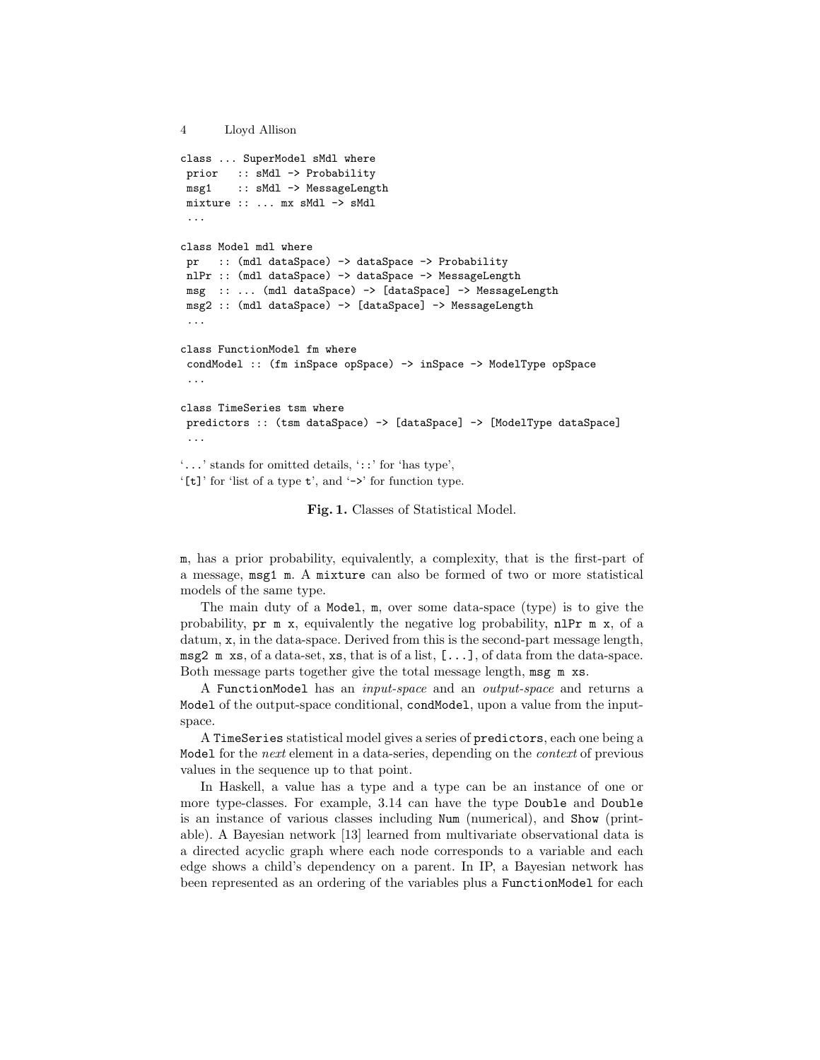```
class ... SuperModel sMdl where
 prior   :: sMdl -> Probability
 msg1    :: sMdl -> MessageLength
 mixture :: ... mx sMdl -> sMdl
 ...

class Model mdl where
 pr   :: (mdl dataSpace) -> dataSpace -> Probability
 nlPr :: (mdl dataSpace) -> dataSpace -> MessageLength
 msg  :: ... (mdl dataSpace) -> [dataSpace] -> MessageLength
 msg2 :: (mdl dataSpace) -> [dataSpace] -> MessageLength
 ...

class FunctionModel fm where
 condModel :: (fm inSpace opSpace) -> inSpace -> ModelType opSpace
 ...

class TimeSeries tsm where
 predictors :: (tsm dataSpace) -> [dataSpace] -> [ModelType dataSpace]
 ...
```

'`...`' stands for omitted details, '`::`' for 'has type',
'`[t]`' for 'list of a type `t`', and '`->`' for function type.

**Fig. 1.** Classes of Statistical Model.

`m`, has a prior probability, equivalently, a complexity, that is the first-part of a message, `msg1 m`. A `mixture` can also be formed of two or more statistical models of the same type.

The main duty of a `Model`, `m`, over some data-space (type) is to give the probability, `pr m x`, equivalently the negative log probability, `nlPr m x`, of a datum, `x`, in the data-space. Derived from this is the second-part message length, `msg2 m xs`, of a data-set, `xs`, that is of a list, `[...]`, of data from the data-space. Both message parts together give the total message length, `msg m xs`.

A `FunctionModel` has an *input-space* and an *output-space* and returns a `Model` of the output-space conditional, `condModel`, upon a value from the input-space.

A `TimeSeries` statistical model gives a series of `predictors`, each one being a `Model` for the *next* element in a data-series, depending on the *context* of previous values in the sequence up to that point.

In Haskell, a value has a type and a type can be an instance of one or more type-classes. For example, 3.14 can have the type `Double` and `Double` is an instance of various classes including `Num` (numerical), and `Show` (printable). A Bayesian network [13] learned from multivariate observational data is a directed acyclic graph where each node corresponds to a variable and each edge shows a child's dependency on a parent. In IP, a Bayesian network has been represented as an ordering of the variables plus a `FunctionModel` for each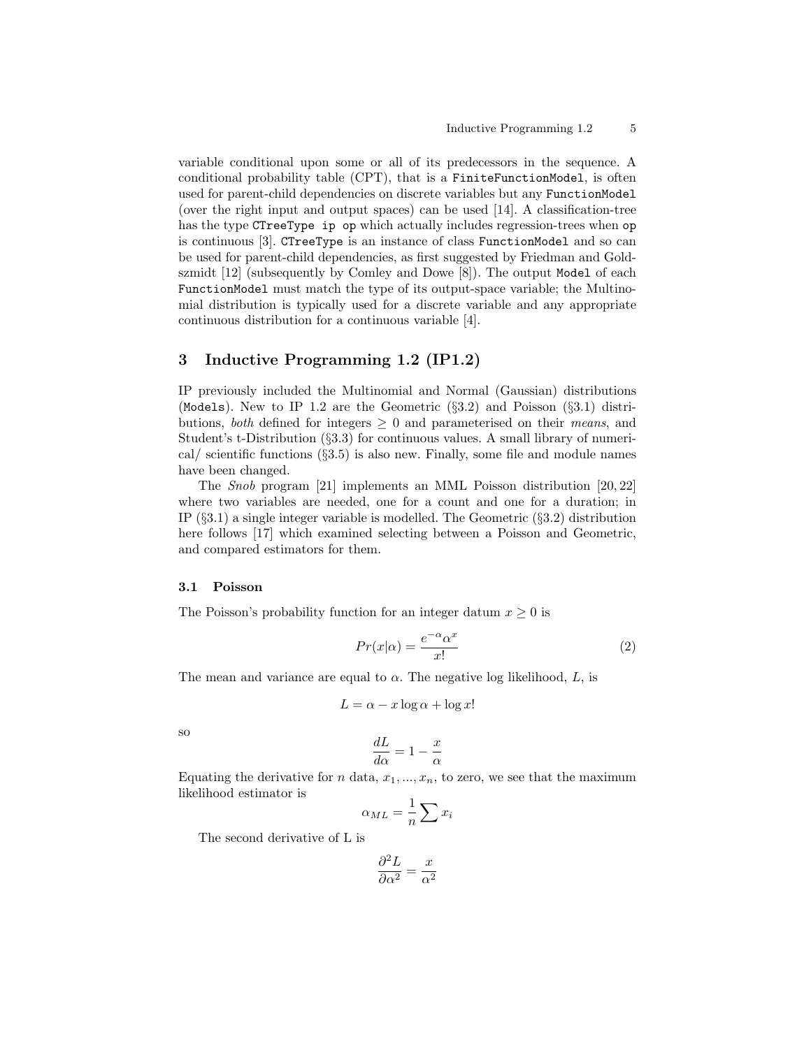variable conditional upon some or all of its predecessors in the sequence. A conditional probability table (CPT), that is a `FiniteFunctionModel`, is often used for parent-child dependencies on discrete variables but any `FunctionModel` (over the right input and output spaces) can be used [14]. A classification-tree has the type `CTreeType ip op` which actually includes regression-trees when `op` is continuous [3]. `CTreeType` is an instance of class `FunctionModel` and so can be used for parent-child dependencies, as first suggested by Friedman and Goldszmidt [12] (subsequently by Comley and Dowe [8]). The output `Model` of each `FunctionModel` must match the type of its output-space variable; the Multinomial distribution is typically used for a discrete variable and any appropriate continuous distribution for a continuous variable [4].

## 3 Inductive Programming 1.2 (IP1.2)

IP previously included the Multinomial and Normal (Gaussian) distributions (`Models`). New to IP 1.2 are the Geometric (§3.2) and Poisson (§3.1) distributions, *both* defined for integers $\geq 0$ and parameterised on their *means*, and Student's t-Distribution (§3.3) for continuous values. A small library of numerical/ scientific functions (§3.5) is also new. Finally, some file and module names have been changed.

The *Snob* program [21] implements an MML Poisson distribution [20, 22] where two variables are needed, one for a count and one for a duration; in IP (§3.1) a single integer variable is modelled. The Geometric (§3.2) distribution here follows [17] which examined selecting between a Poisson and Geometric, and compared estimators for them.

### 3.1 Poisson

The Poisson's probability function for an integer datum $x \geq 0$ is

$$Pr(x|\alpha) = \frac{e^{-\alpha}\alpha^x}{x!} \tag{2}$$

The mean and variance are equal to $\alpha$. The negative log likelihood, $L$, is

$$L = \alpha - x \log \alpha + \log x!$$

so

$$\frac{dL}{d\alpha} = 1 - \frac{x}{\alpha}$$

Equating the derivative for $n$ data, $x_1, ..., x_n$, to zero, we see that the maximum likelihood estimator is

$$\alpha_{ML} = \frac{1}{n} \sum x_i$$

The second derivative of L is

$$\frac{\partial^2 L}{\partial \alpha^2} = \frac{x}{\alpha^2}$$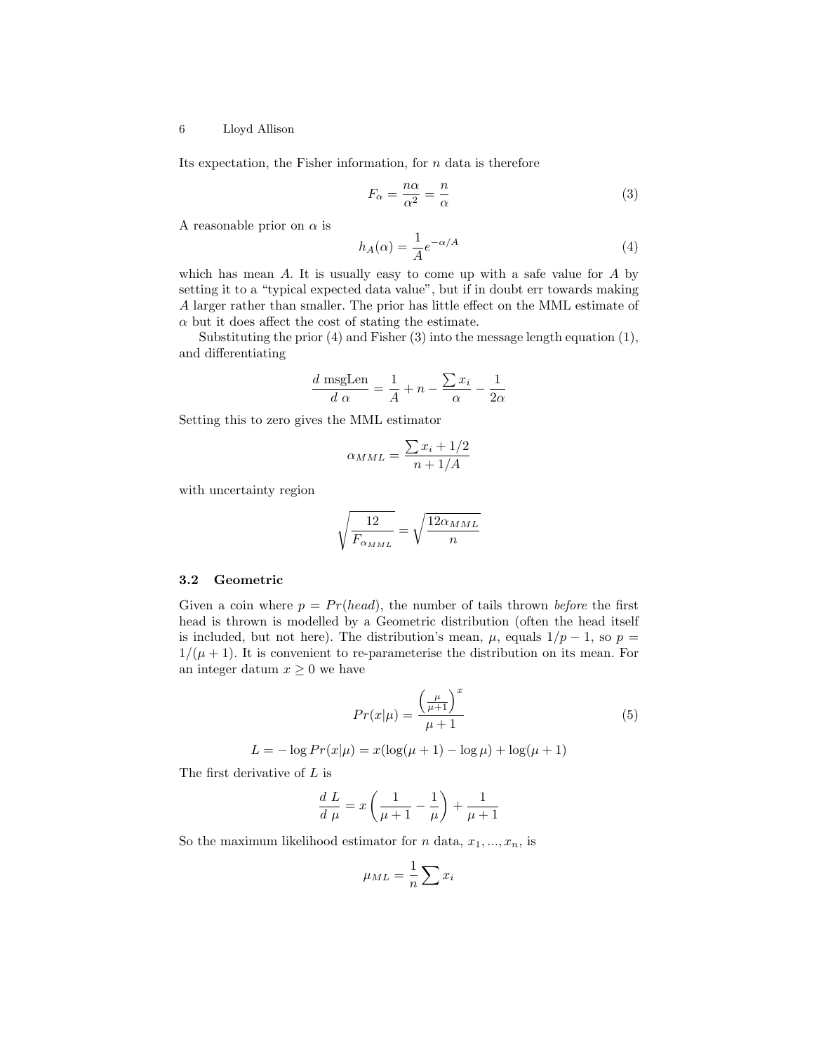Its expectation, the Fisher information, for $n$ data is therefore

$$F_\alpha = \frac{n\alpha}{\alpha^2} = \frac{n}{\alpha} \tag{3}$$

A reasonable prior on $\alpha$ is

$$h_A(\alpha) = \frac{1}{A} e^{-\alpha/A} \tag{4}$$

which has mean $A$. It is usually easy to come up with a safe value for $A$ by setting it to a "typical expected data value", but if in doubt err towards making $A$ larger rather than smaller. The prior has little effect on the MML estimate of $\alpha$ but it does affect the cost of stating the estimate.

Substituting the prior (4) and Fisher (3) into the message length equation (1), and differentiating

$$\frac{d\ \text{msgLen}}{d\ \alpha} = \frac{1}{A} + n - \frac{\sum x_i}{\alpha} - \frac{1}{2\alpha}$$

Setting this to zero gives the MML estimator

$$\alpha_{MML} = \frac{\sum x_i + 1/2}{n + 1/A}$$

with uncertainty region

$$\sqrt{\frac{12}{F_{\alpha_{MML}}}} = \sqrt{\frac{12\alpha_{MML}}{n}}$$

### 3.2 Geometric

Given a coin where $p = Pr(head)$, the number of tails thrown *before* the first head is thrown is modelled by a Geometric distribution (often the head itself is included, but not here). The distribution's mean, $\mu$, equals $1/p - 1$, so $p = 1/(\mu + 1)$. It is convenient to re-parameterise the distribution on its mean. For an integer datum $x \geq 0$ we have

$$Pr(x|\mu) = \frac{\left(\frac{\mu}{\mu+1}\right)^x}{\mu + 1} \tag{5}$$

$$L = -\log Pr(x|\mu) = x(\log(\mu + 1) - \log \mu) + \log(\mu + 1)$$

The first derivative of $L$ is

$$\frac{d\ L}{d\ \mu} = x\left(\frac{1}{\mu + 1} - \frac{1}{\mu}\right) + \frac{1}{\mu + 1}$$

So the maximum likelihood estimator for $n$ data, $x_1, ..., x_n$, is

$$\mu_{ML} = \frac{1}{n} \sum x_i$$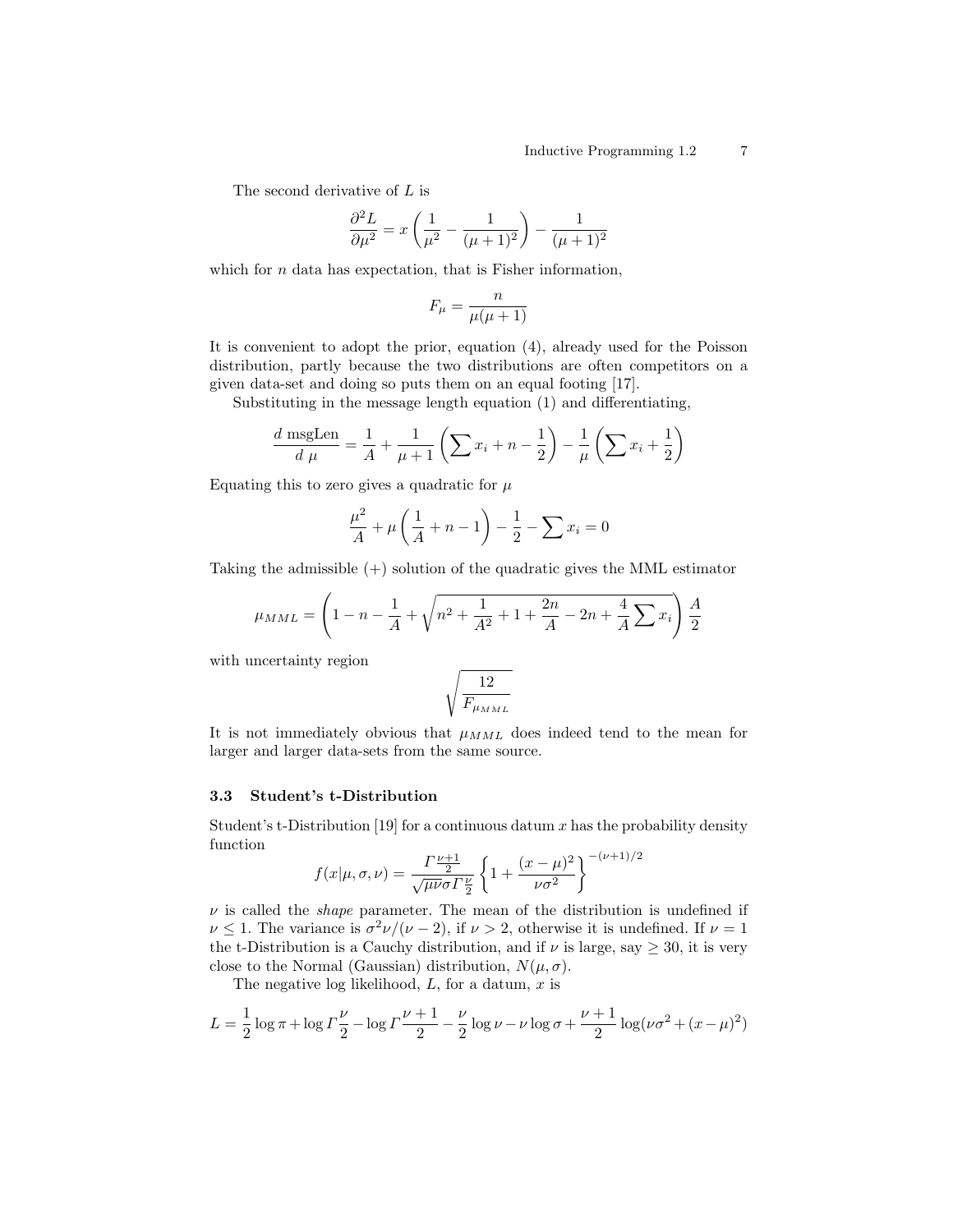The second derivative of $L$ is

$$\frac{\partial^2 L}{\partial \mu^2} = x \left( \frac{1}{\mu^2} - \frac{1}{(\mu+1)^2} \right) - \frac{1}{(\mu+1)^2}$$

which for $n$ data has expectation, that is Fisher information,

$$F_\mu = \frac{n}{\mu(\mu+1)}$$

It is convenient to adopt the prior, equation (4), already used for the Poisson distribution, partly because the two distributions are often competitors on a given data-set and doing so puts them on an equal footing [17].

Substituting in the message length equation (1) and differentiating,

$$\frac{d \text{ msgLen}}{d \mu} = \frac{1}{A} + \frac{1}{\mu+1} \left( \sum x_i + n - \frac{1}{2} \right) - \frac{1}{\mu} \left( \sum x_i + \frac{1}{2} \right)$$

Equating this to zero gives a quadratic for $\mu$

$$\frac{\mu^2}{A} + \mu \left( \frac{1}{A} + n - 1 \right) - \frac{1}{2} - \sum x_i = 0$$

Taking the admissible (+) solution of the quadratic gives the MML estimator

$$\mu_{MML} = \left( 1 - n - \frac{1}{A} + \sqrt{n^2 + \frac{1}{A^2} + 1 + \frac{2n}{A} - 2n + \frac{4}{A} \sum x_i} \right) \frac{A}{2}$$

with uncertainty region

$$\sqrt{\frac{12}{F_{\mu_{MML}}}}$$

It is not immediately obvious that $\mu_{MML}$ does indeed tend to the mean for larger and larger data-sets from the same source.

### 3.3 Student's t-Distribution

Student's t-Distribution [19] for a continuous datum $x$ has the probability density function

$$f(x|\mu,\sigma,\nu) = \frac{\Gamma \frac{\nu+1}{2}}{\sqrt{\mu\nu}\sigma \Gamma \frac{\nu}{2}} \left\{ 1 + \frac{(x-\mu)^2}{\nu\sigma^2} \right\}^{-(\nu+1)/2}$$

$\nu$ is called the *shape* parameter. The mean of the distribution is undefined if $\nu \leq 1$. The variance is $\sigma^2\nu/(\nu-2)$, if $\nu > 2$, otherwise it is undefined. If $\nu = 1$ the t-Distribution is a Cauchy distribution, and if $\nu$ is large, say $\geq 30$, it is very close to the Normal (Gaussian) distribution, $N(\mu, \sigma)$.

The negative log likelihood, $L$, for a datum, $x$ is

$$L = \frac{1}{2} \log \pi + \log \Gamma \frac{\nu}{2} - \log \Gamma \frac{\nu+1}{2} - \frac{\nu}{2} \log \nu - \nu \log \sigma + \frac{\nu+1}{2} \log(\nu\sigma^2 + (x-\mu)^2)$$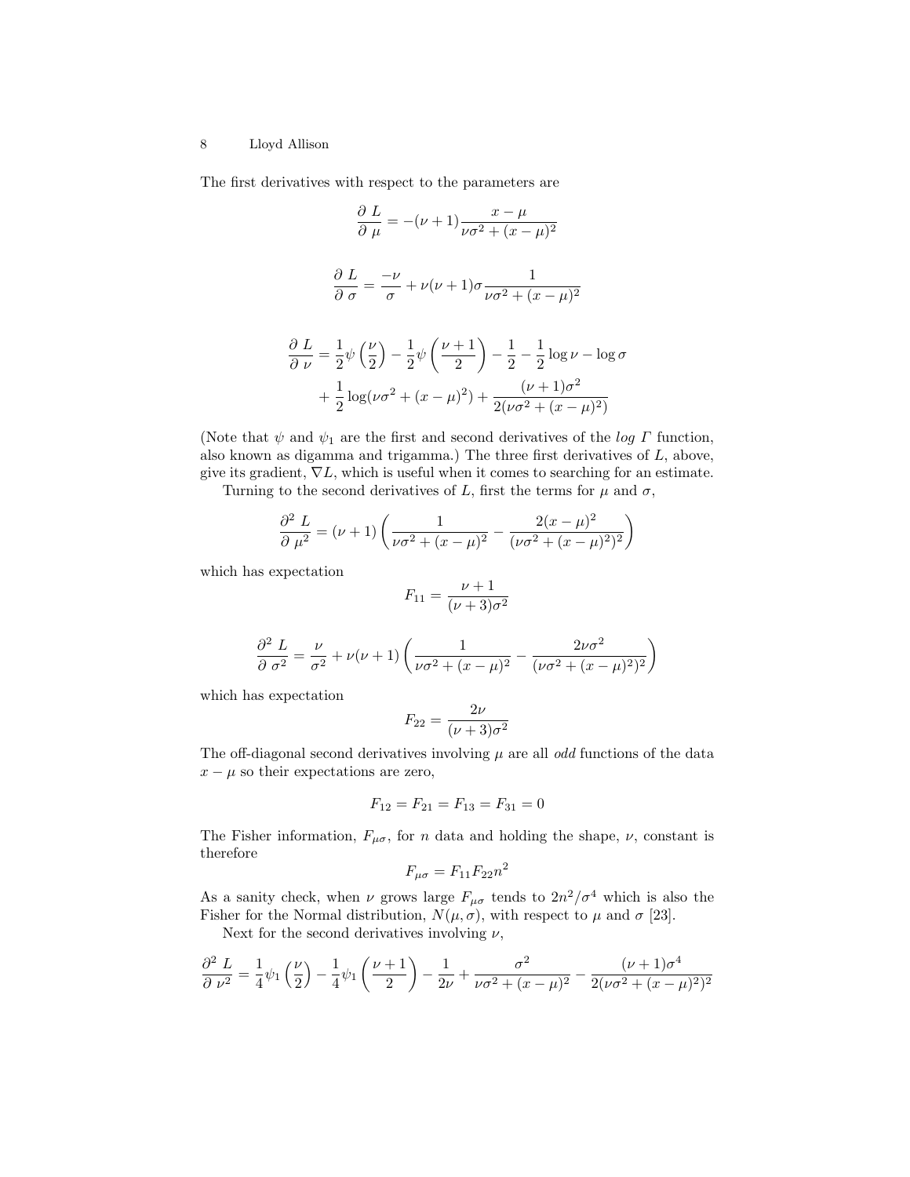The first derivatives with respect to the parameters are

$$\frac{\partial\ L}{\partial\ \mu} = -(\nu+1)\frac{x-\mu}{\nu\sigma^2+(x-\mu)^2}$$

$$\frac{\partial\ L}{\partial\ \sigma} = \frac{-\nu}{\sigma} + \nu(\nu+1)\sigma\frac{1}{\nu\sigma^2+(x-\mu)^2}$$

$$\begin{aligned}\frac{\partial\ L}{\partial\ \nu} &= \frac{1}{2}\psi\left(\frac{\nu}{2}\right) - \frac{1}{2}\psi\left(\frac{\nu+1}{2}\right) - \frac{1}{2} - \frac{1}{2}\log\nu - \log\sigma \\ &+ \frac{1}{2}\log(\nu\sigma^2+(x-\mu)^2) + \frac{(\nu+1)\sigma^2}{2(\nu\sigma^2+(x-\mu)^2)}\end{aligned}$$

(Note that $\psi$ and $\psi_1$ are the first and second derivatives of the *log Γ* function, also known as digamma and trigamma.) The three first derivatives of $L$, above, give its gradient, $\nabla L$, which is useful when it comes to searching for an estimate.

Turning to the second derivatives of $L$, first the terms for $\mu$ and $\sigma$,

$$\frac{\partial^2\ L}{\partial\ \mu^2} = (\nu+1)\left(\frac{1}{\nu\sigma^2+(x-\mu)^2} - \frac{2(x-\mu)^2}{(\nu\sigma^2+(x-\mu)^2)^2}\right)$$

which has expectation

$$F_{11} = \frac{\nu+1}{(\nu+3)\sigma^2}$$

$$\frac{\partial^2\ L}{\partial\ \sigma^2} = \frac{\nu}{\sigma^2} + \nu(\nu+1)\left(\frac{1}{\nu\sigma^2+(x-\mu)^2} - \frac{2\nu\sigma^2}{(\nu\sigma^2+(x-\mu)^2)^2}\right)$$

which has expectation

$$F_{22} = \frac{2\nu}{(\nu+3)\sigma^2}$$

The off-diagonal second derivatives involving $\mu$ are all *odd* functions of the data $x-\mu$ so their expectations are zero,

$$F_{12} = F_{21} = F_{13} = F_{31} = 0$$

The Fisher information, $F_{\mu\sigma}$, for $n$ data and holding the shape, $\nu$, constant is therefore

$$F_{\mu\sigma} = F_{11}F_{22}n^2$$

As a sanity check, when $\nu$ grows large $F_{\mu\sigma}$ tends to $2n^2/\sigma^4$ which is also the Fisher for the Normal distribution, $N(\mu,\sigma)$, with respect to $\mu$ and $\sigma$ [23].

Next for the second derivatives involving $\nu$,

$$\frac{\partial^2\ L}{\partial\ \nu^2} = \frac{1}{4}\psi_1\left(\frac{\nu}{2}\right) - \frac{1}{4}\psi_1\left(\frac{\nu+1}{2}\right) - \frac{1}{2\nu} + \frac{\sigma^2}{\nu\sigma^2+(x-\mu)^2} - \frac{(\nu+1)\sigma^4}{2(\nu\sigma^2+(x-\mu)^2)^2}$$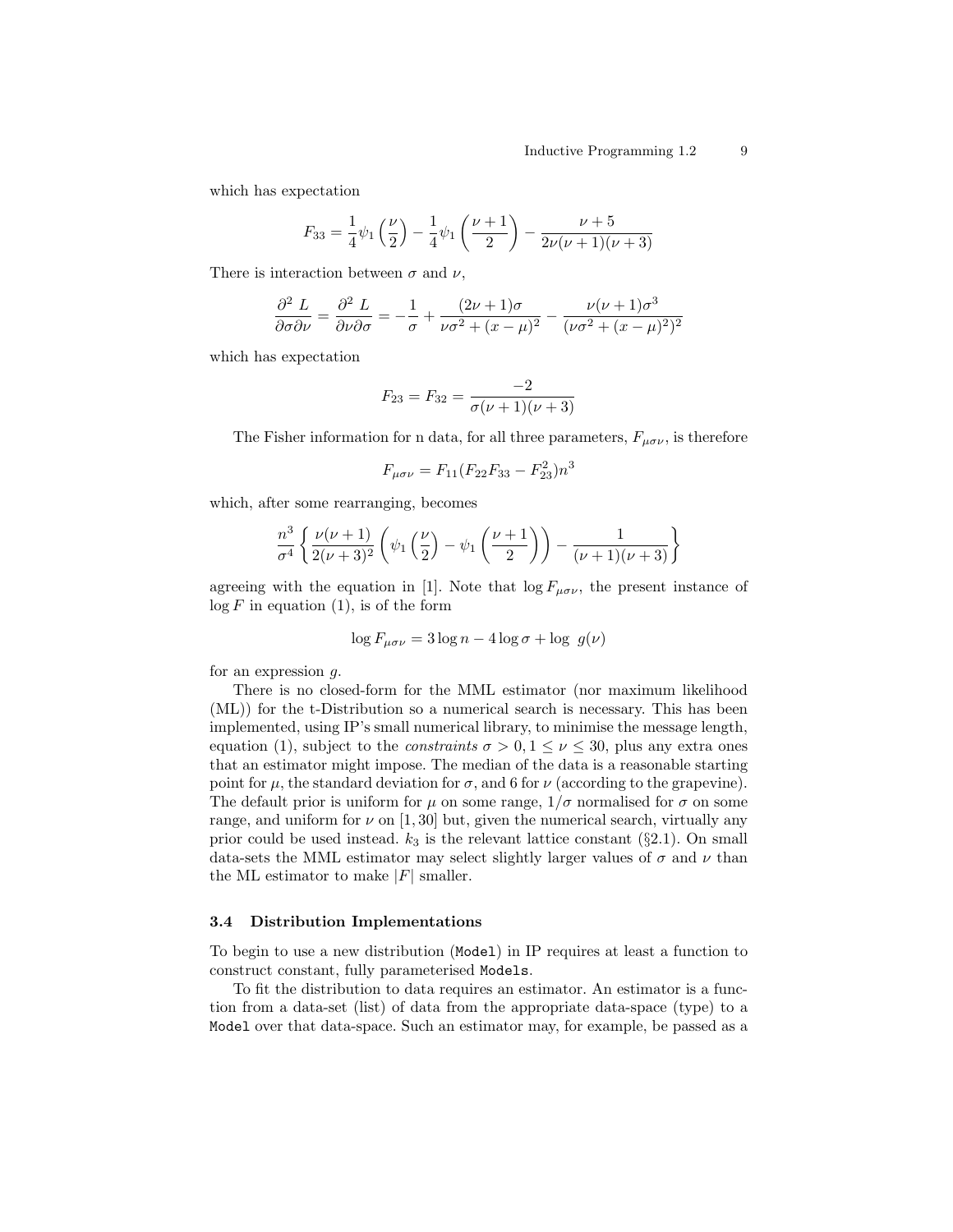which has expectation

$$F_{33} = \frac{1}{4}\psi_1\left(\frac{\nu}{2}\right) - \frac{1}{4}\psi_1\left(\frac{\nu+1}{2}\right) - \frac{\nu+5}{2\nu(\nu+1)(\nu+3)}$$

There is interaction between $\sigma$ and $\nu$,

$$\frac{\partial^2 L}{\partial\sigma\partial\nu} = \frac{\partial^2 L}{\partial\nu\partial\sigma} = -\frac{1}{\sigma} + \frac{(2\nu+1)\sigma}{\nu\sigma^2 + (x-\mu)^2} - \frac{\nu(\nu+1)\sigma^3}{(\nu\sigma^2 + (x-\mu)^2)^2}$$

which has expectation

$$F_{23} = F_{32} = \frac{-2}{\sigma(\nu+1)(\nu+3)}$$

The Fisher information for n data, for all three parameters, $F_{\mu\sigma\nu}$, is therefore

$$F_{\mu\sigma\nu} = F_{11}(F_{22}F_{33} - F_{23}^2)n^3$$

which, after some rearranging, becomes

$$\frac{n^3}{\sigma^4}\left\{\frac{\nu(\nu+1)}{2(\nu+3)^2}\left(\psi_1\left(\frac{\nu}{2}\right) - \psi_1\left(\frac{\nu+1}{2}\right)\right) - \frac{1}{(\nu+1)(\nu+3)}\right\}$$

agreeing with the equation in [1]. Note that $\log F_{\mu\sigma\nu}$, the present instance of $\log F$ in equation (1), is of the form

$$\log F_{\mu\sigma\nu} = 3\log n - 4\log\sigma + \log\ g(\nu)$$

for an expression $g$.

There is no closed-form for the MML estimator (nor maximum likelihood (ML)) for the t-Distribution so a numerical search is necessary. This has been implemented, using IP's small numerical library, to minimise the message length, equation (1), subject to the *constraints* $\sigma > 0, 1 \leq \nu \leq 30$, plus any extra ones that an estimator might impose. The median of the data is a reasonable starting point for $\mu$, the standard deviation for $\sigma$, and 6 for $\nu$ (according to the grapevine). The default prior is uniform for $\mu$ on some range, $1/\sigma$ normalised for $\sigma$ on some range, and uniform for $\nu$ on $[1, 30]$ but, given the numerical search, virtually any prior could be used instead. $k_3$ is the relevant lattice constant (§2.1). On small data-sets the MML estimator may select slightly larger values of $\sigma$ and $\nu$ than the ML estimator to make $|F|$ smaller.

### 3.4 Distribution Implementations

To begin to use a new distribution (`Model`) in IP requires at least a function to construct constant, fully parameterised `Models`.

To fit the distribution to data requires an estimator. An estimator is a function from a data-set (list) of data from the appropriate data-space (type) to a `Model` over that data-space. Such an estimator may, for example, be passed as a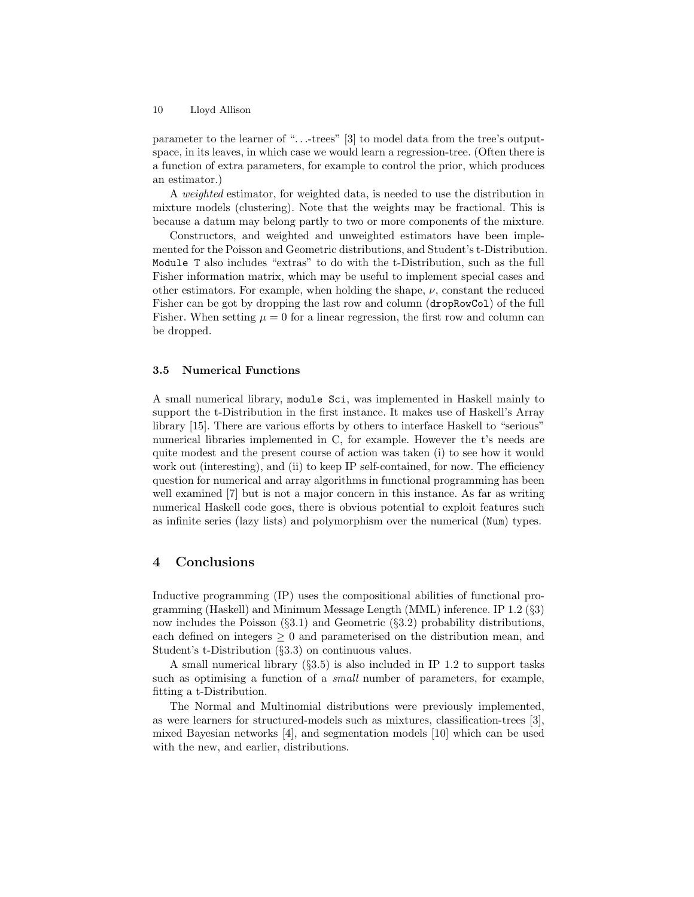parameter to the learner of "...-trees" [3] to model data from the tree's output-space, in its leaves, in which case we would learn a regression-tree. (Often there is a function of extra parameters, for example to control the prior, which produces an estimator.)

A *weighted* estimator, for weighted data, is needed to use the distribution in mixture models (clustering). Note that the weights may be fractional. This is because a datum may belong partly to two or more components of the mixture.

Constructors, and weighted and unweighted estimators have been implemented for the Poisson and Geometric distributions, and Student's t-Distribution. `Module T` also includes "extras" to do with the t-Distribution, such as the full Fisher information matrix, which may be useful to implement special cases and other estimators. For example, when holding the shape, $\nu$, constant the reduced Fisher can be got by dropping the last row and column (`dropRowCol`) of the full Fisher. When setting $\mu = 0$ for a linear regression, the first row and column can be dropped.

### 3.5 Numerical Functions

A small numerical library, `module Sci`, was implemented in Haskell mainly to support the t-Distribution in the first instance. It makes use of Haskell's Array library [15]. There are various efforts by others to interface Haskell to "serious" numerical libraries implemented in C, for example. However the t's needs are quite modest and the present course of action was taken (i) to see how it would work out (interesting), and (ii) to keep IP self-contained, for now. The efficiency question for numerical and array algorithms in functional programming has been well examined [7] but is not a major concern in this instance. As far as writing numerical Haskell code goes, there is obvious potential to exploit features such as infinite series (lazy lists) and polymorphism over the numerical (`Num`) types.

## 4 Conclusions

Inductive programming (IP) uses the compositional abilities of functional programming (Haskell) and Minimum Message Length (MML) inference. IP 1.2 (§3) now includes the Poisson (§3.1) and Geometric (§3.2) probability distributions, each defined on integers $\geq 0$ and parameterised on the distribution mean, and Student's t-Distribution (§3.3) on continuous values.

A small numerical library (§3.5) is also included in IP 1.2 to support tasks such as optimising a function of a *small* number of parameters, for example, fitting a t-Distribution.

The Normal and Multinomial distributions were previously implemented, as were learners for structured-models such as mixtures, classification-trees [3], mixed Bayesian networks [4], and segmentation models [10] which can be used with the new, and earlier, distributions.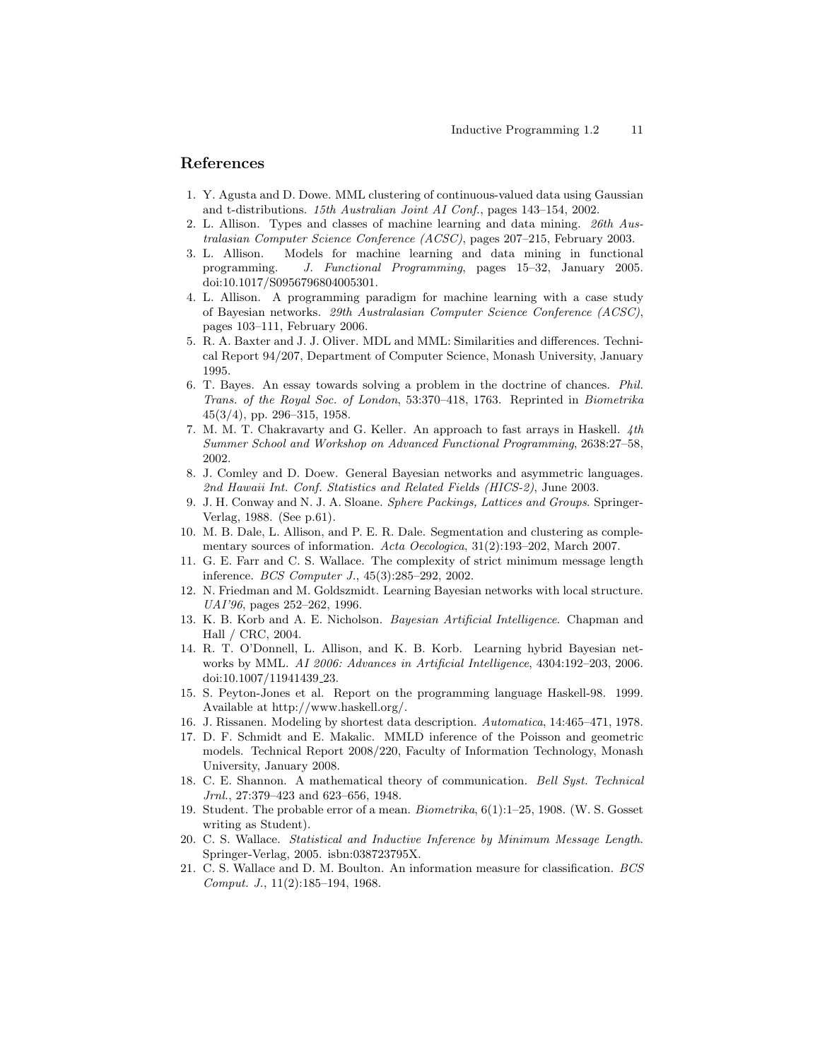## References

1. Y. Agusta and D. Dowe. MML clustering of continuous-valued data using Gaussian and t-distributions. *15th Australian Joint AI Conf.*, pages 143–154, 2002.
2. L. Allison. Types and classes of machine learning and data mining. *26th Australasian Computer Science Conference (ACSC)*, pages 207–215, February 2003.
3. L. Allison. Models for machine learning and data mining in functional programming. *J. Functional Programming*, pages 15–32, January 2005. doi:10.1017/S0956796804005301.
4. L. Allison. A programming paradigm for machine learning with a case study of Bayesian networks. *29th Australasian Computer Science Conference (ACSC)*, pages 103–111, February 2006.
5. R. A. Baxter and J. J. Oliver. MDL and MML: Similarities and differences. Technical Report 94/207, Department of Computer Science, Monash University, January 1995.
6. T. Bayes. An essay towards solving a problem in the doctrine of chances. *Phil. Trans. of the Royal Soc. of London*, 53:370–418, 1763. Reprinted in *Biometrika* 45(3/4), pp. 296–315, 1958.
7. M. M. T. Chakravarty and G. Keller. An approach to fast arrays in Haskell. *4th Summer School and Workshop on Advanced Functional Programming*, 2638:27–58, 2002.
8. J. Comley and D. Doew. General Bayesian networks and asymmetric languages. *2nd Hawaii Int. Conf. Statistics and Related Fields (HICS-2)*, June 2003.
9. J. H. Conway and N. J. A. Sloane. *Sphere Packings, Lattices and Groups*. Springer-Verlag, 1988. (See p.61).
10. M. B. Dale, L. Allison, and P. E. R. Dale. Segmentation and clustering as complementary sources of information. *Acta Oecologica*, 31(2):193–202, March 2007.
11. G. E. Farr and C. S. Wallace. The complexity of strict minimum message length inference. *BCS Computer J.*, 45(3):285–292, 2002.
12. N. Friedman and M. Goldszmidt. Learning Bayesian networks with local structure. *UAI'96*, pages 252–262, 1996.
13. K. B. Korb and A. E. Nicholson. *Bayesian Artificial Intelligence*. Chapman and Hall / CRC, 2004.
14. R. T. O'Donnell, L. Allison, and K. B. Korb. Learning hybrid Bayesian networks by MML. *AI 2006: Advances in Artificial Intelligence*, 4304:192–203, 2006. doi:10.1007/11941439_23.
15. S. Peyton-Jones et al. Report on the programming language Haskell-98. 1999. Available at http://www.haskell.org/.
16. J. Rissanen. Modeling by shortest data description. *Automatica*, 14:465–471, 1978.
17. D. F. Schmidt and E. Makalic. MMLD inference of the Poisson and geometric models. Technical Report 2008/220, Faculty of Information Technology, Monash University, January 2008.
18. C. E. Shannon. A mathematical theory of communication. *Bell Syst. Technical Jrnl.*, 27:379–423 and 623–656, 1948.
19. Student. The probable error of a mean. *Biometrika*, 6(1):1–25, 1908. (W. S. Gosset writing as Student).
20. C. S. Wallace. *Statistical and Inductive Inference by Minimum Message Length*. Springer-Verlag, 2005. isbn:038723795X.
21. C. S. Wallace and D. M. Boulton. An information measure for classification. *BCS Comput. J.*, 11(2):185–194, 1968.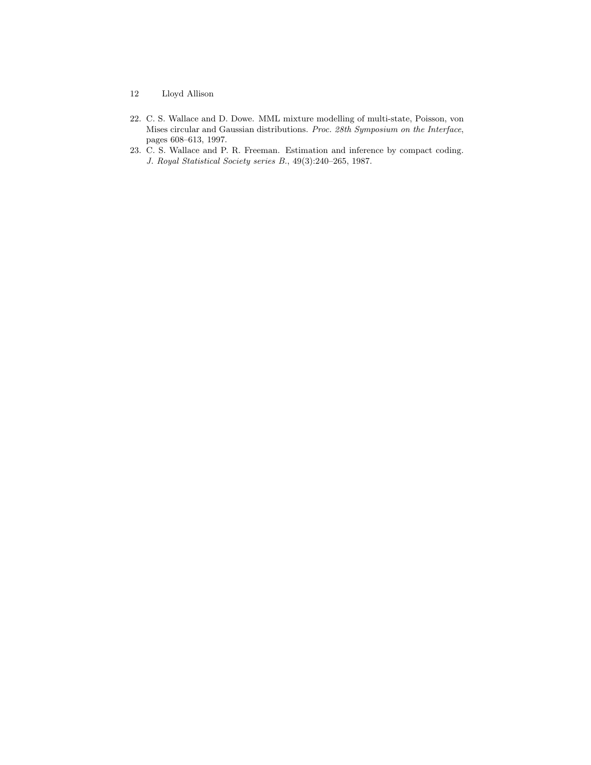22. C. S. Wallace and D. Dowe. MML mixture modelling of multi-state, Poisson, von Mises circular and Gaussian distributions. *Proc. 28th Symposium on the Interface*, pages 608–613, 1997.
23. C. S. Wallace and P. R. Freeman. Estimation and inference by compact coding. *J. Royal Statistical Society series B.*, 49(3):240–265, 1987.